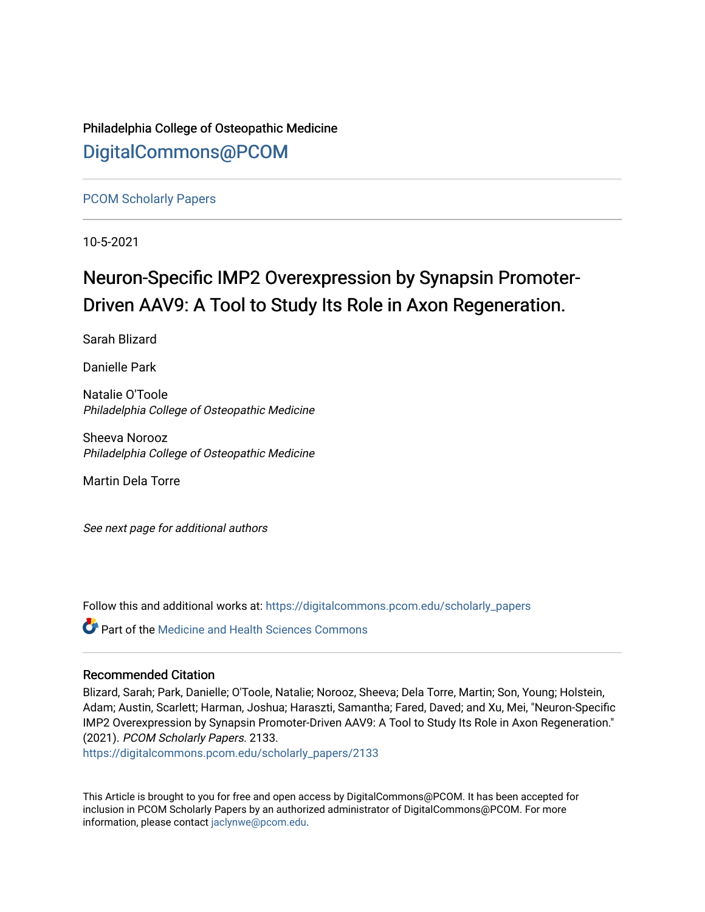Philadelphia College of Osteopathic Medicine

DigitalCommons@PCOM

PCOM Scholarly Papers

10-5-2021

# Neuron-Specific IMP2 Overexpression by Synapsin Promoter-Driven AAV9: A Tool to Study Its Role in Axon Regeneration.

Sarah Blizard

Danielle Park

Natalie O'Toole
*Philadelphia College of Osteopathic Medicine*

Sheeva Norooz
*Philadelphia College of Osteopathic Medicine*

Martin Dela Torre

*See next page for additional authors*

Follow this and additional works at: https://digitalcommons.pcom.edu/scholarly_papers

Part of the Medicine and Health Sciences Commons

### Recommended Citation

Blizard, Sarah; Park, Danielle; O'Toole, Natalie; Norooz, Sheeva; Dela Torre, Martin; Son, Young; Holstein, Adam; Austin, Scarlett; Harman, Joshua; Haraszti, Samantha; Fared, Daved; and Xu, Mei, "Neuron-Specific IMP2 Overexpression by Synapsin Promoter-Driven AAV9: A Tool to Study Its Role in Axon Regeneration." (2021). *PCOM Scholarly Papers*. 2133.
https://digitalcommons.pcom.edu/scholarly_papers/2133

This Article is brought to you for free and open access by DigitalCommons@PCOM. It has been accepted for inclusion in PCOM Scholarly Papers by an authorized administrator of DigitalCommons@PCOM. For more information, please contact jaclynwe@pcom.edu.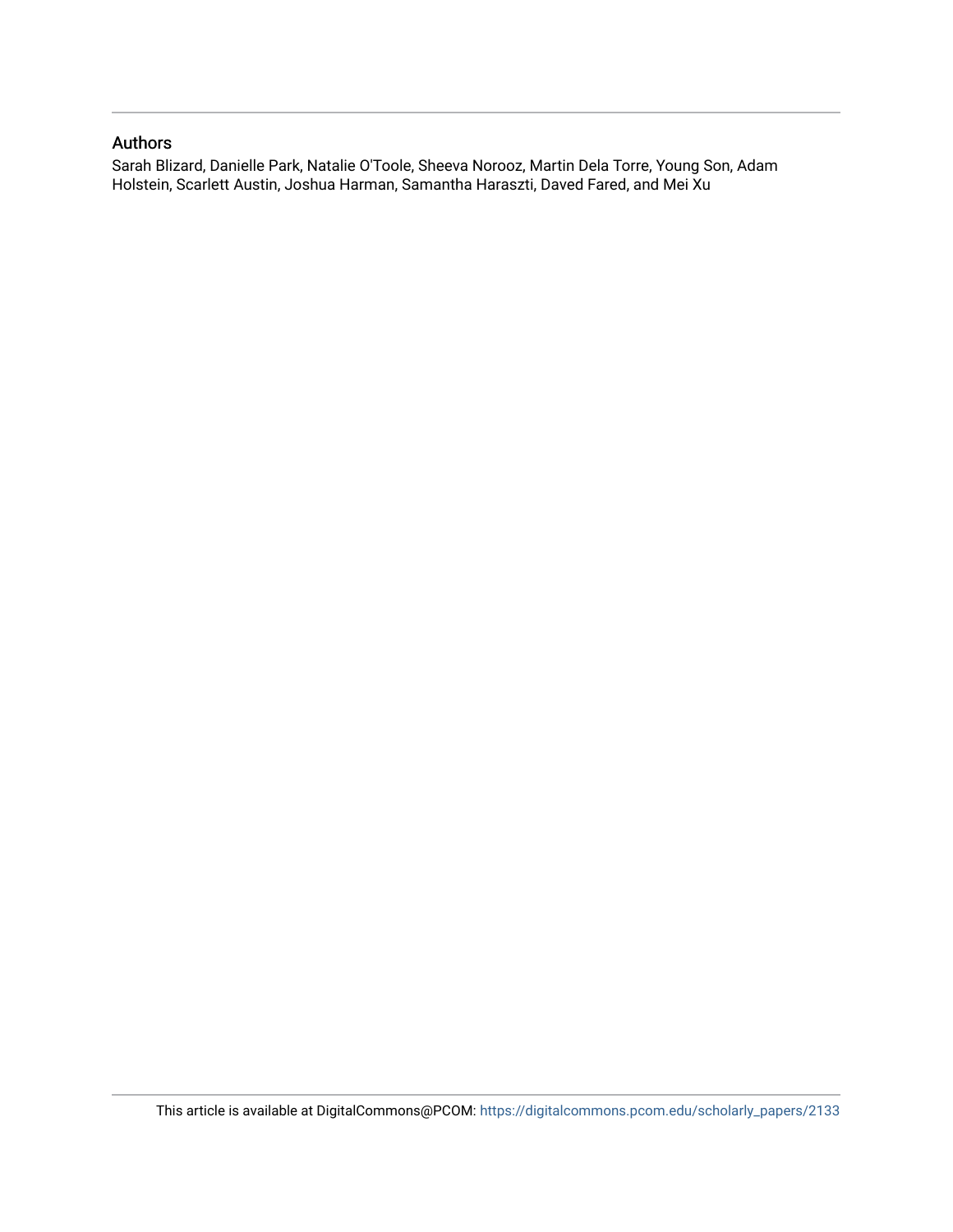## Authors

Sarah Blizard, Danielle Park, Natalie O'Toole, Sheeva Norooz, Martin Dela Torre, Young Son, Adam Holstein, Scarlett Austin, Joshua Harman, Samantha Haraszti, Daved Fared, and Mei Xu

This article is available at DigitalCommons@PCOM: https://digitalcommons.pcom.edu/scholarly_papers/2133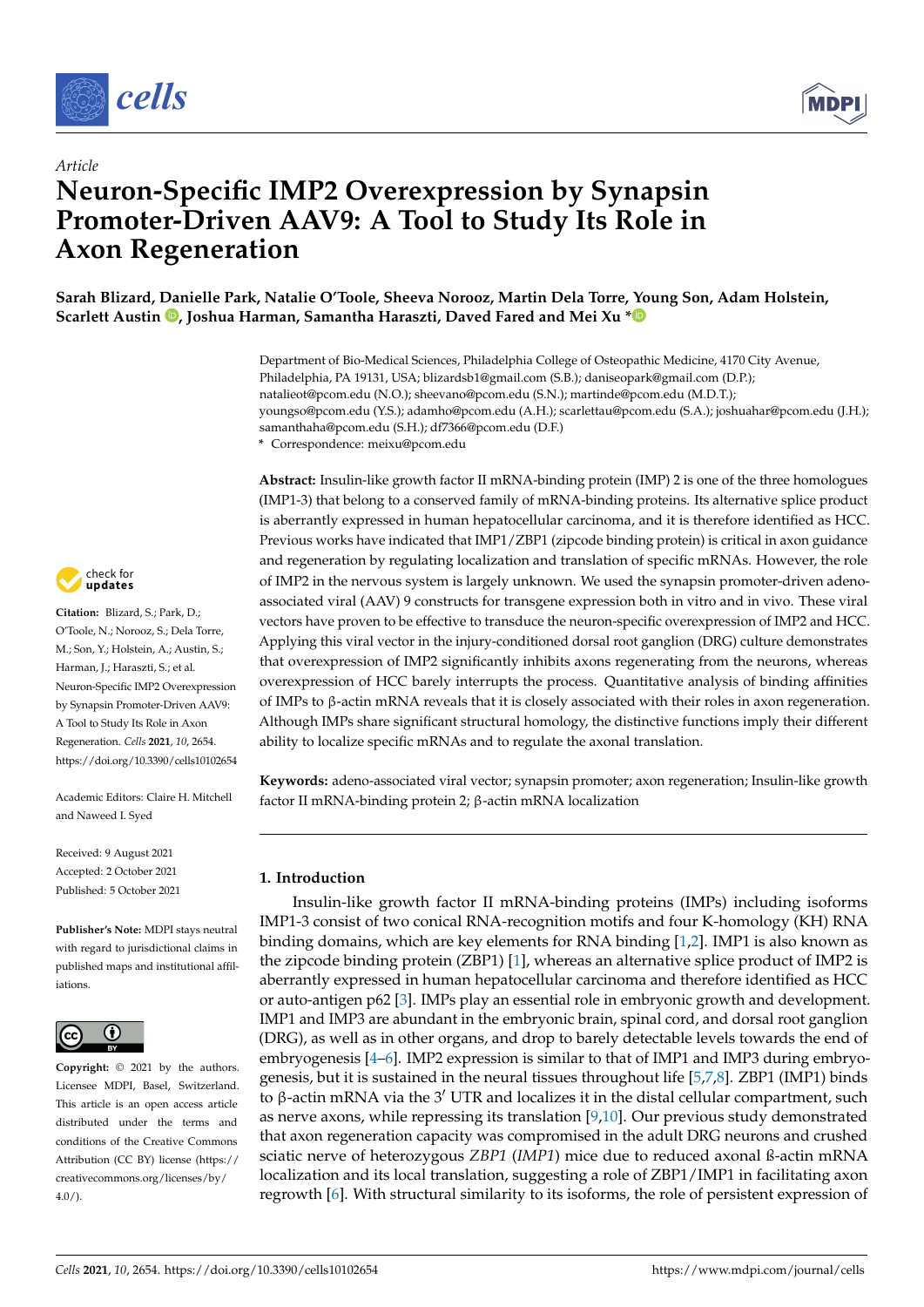# Neuron-Specific IMP2 Overexpression by Synapsin Promoter-Driven AAV9: A Tool to Study Its Role in Axon Regeneration

**Sarah Blizard, Danielle Park, Natalie O'Toole, Sheeva Norooz, Martin Dela Torre, Young Son, Adam Holstein, Scarlett Austin, Joshua Harman, Samantha Haraszti, Daved Fared and Mei Xu ***

Department of Bio-Medical Sciences, Philadelphia College of Osteopathic Medicine, 4170 City Avenue, Philadelphia, PA 19131, USA; blizardsb1@gmail.com (S.B.); daniseopark@gmail.com (D.P.); natalieot@pcom.edu (N.O.); sheevano@pcom.edu (S.N.); martinde@pcom.edu (M.D.T.); youngso@pcom.edu (Y.S.); adamho@pcom.edu (A.H.); scarlettau@pcom.edu (S.A.); joshuahar@pcom.edu (J.H.); samanthaha@pcom.edu (S.H.); df7366@pcom.edu (D.F.)

\* Correspondence: meixu@pcom.edu

**Citation:** Blizard, S.; Park, D.; O'Toole, N.; Norooz, S.; Dela Torre, M.; Son, Y.; Holstein, A.; Austin, S.; Harman, J.; Haraszti, S.; et al. Neuron-Specific IMP2 Overexpression by Synapsin Promoter-Driven AAV9: A Tool to Study Its Role in Axon Regeneration. *Cells* **2021**, *10*, 2654. https://doi.org/10.3390/cells10102654

Academic Editors: Claire H. Mitchell and Naweed I. Syed

Received: 9 August 2021
Accepted: 2 October 2021
Published: 5 October 2021

**Publisher's Note:** MDPI stays neutral with regard to jurisdictional claims in published maps and institutional affiliations.

**Copyright:** © 2021 by the authors. Licensee MDPI, Basel, Switzerland. This article is an open access article distributed under the terms and conditions of the Creative Commons Attribution (CC BY) license (https://creativecommons.org/licenses/by/4.0/).

**Abstract:** Insulin-like growth factor II mRNA-binding protein (IMP) 2 is one of the three homologues (IMP1-3) that belong to a conserved family of mRNA-binding proteins. Its alternative splice product is aberrantly expressed in human hepatocellular carcinoma, and it is therefore identified as HCC. Previous works have indicated that IMP1/ZBP1 (zipcode binding protein) is critical in axon guidance and regeneration by regulating localization and translation of specific mRNAs. However, the role of IMP2 in the nervous system is largely unknown. We used the synapsin promoter-driven adeno-associated viral (AAV) 9 constructs for transgene expression both in vitro and in vivo. These viral vectors have proven to be effective to transduce the neuron-specific overexpression of IMP2 and HCC. Applying this viral vector in the injury-conditioned dorsal root ganglion (DRG) culture demonstrates that overexpression of IMP2 significantly inhibits axons regenerating from the neurons, whereas overexpression of HCC barely interrupts the process. Quantitative analysis of binding affinities of IMPs to β-actin mRNA reveals that it is closely associated with their roles in axon regeneration. Although IMPs share significant structural homology, the distinctive functions imply their different ability to localize specific mRNAs and to regulate the axonal translation.

**Keywords:** adeno-associated viral vector; synapsin promoter; axon regeneration; Insulin-like growth factor II mRNA-binding protein 2; β-actin mRNA localization

## 1. Introduction

Insulin-like growth factor II mRNA-binding proteins (IMPs) including isoforms IMP1-3 consist of two conical RNA-recognition motifs and four K-homology (KH) RNA binding domains, which are key elements for RNA binding [1,2]. IMP1 is also known as the zipcode binding protein (ZBP1) [1], whereas an alternative splice product of IMP2 is aberrantly expressed in human hepatocellular carcinoma and therefore identified as HCC or auto-antigen p62 [3]. IMPs play an essential role in embryonic growth and development. IMP1 and IMP3 are abundant in the embryonic brain, spinal cord, and dorsal root ganglion (DRG), as well as in other organs, and drop to barely detectable levels towards the end of embryogenesis [4–6]. IMP2 expression is similar to that of IMP1 and IMP3 during embryogenesis, but it is sustained in the neural tissues throughout life [5,7,8]. ZBP1 (IMP1) binds to β-actin mRNA via the 3′ UTR and localizes it in the distal cellular compartment, such as nerve axons, while repressing its translation [9,10]. Our previous study demonstrated that axon regeneration capacity was compromised in the adult DRG neurons and crushed sciatic nerve of heterozygous *ZBP1* (*IMP1*) mice due to reduced axonal ß-actin mRNA localization and its local translation, suggesting a role of ZBP1/IMP1 in facilitating axon regrowth [6]. With structural similarity to its isoforms, the role of persistent expression of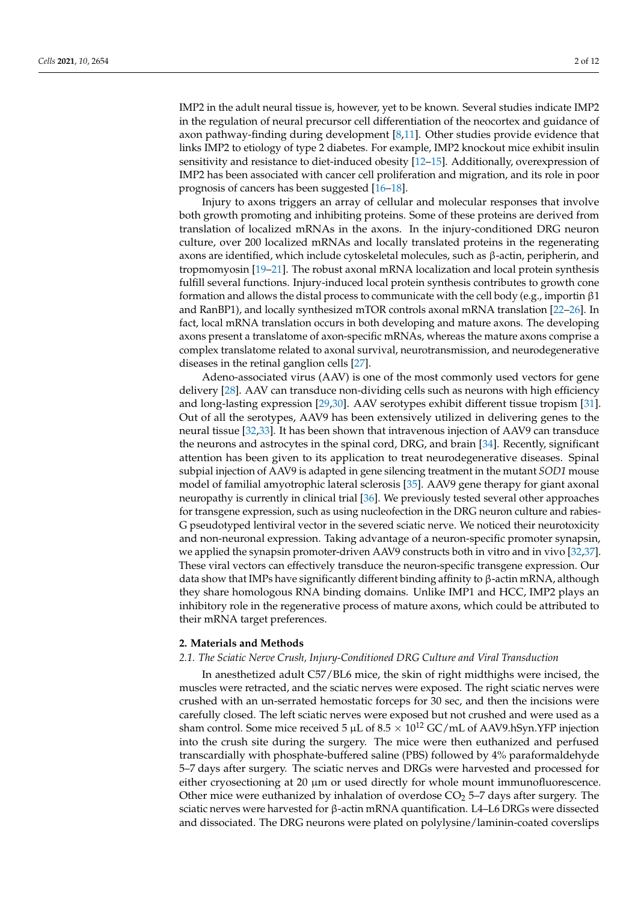IMP2 in the adult neural tissue is, however, yet to be known. Several studies indicate IMP2 in the regulation of neural precursor cell differentiation of the neocortex and guidance of axon pathway-finding during development [8,11]. Other studies provide evidence that links IMP2 to etiology of type 2 diabetes. For example, IMP2 knockout mice exhibit insulin sensitivity and resistance to diet-induced obesity [12–15]. Additionally, overexpression of IMP2 has been associated with cancer cell proliferation and migration, and its role in poor prognosis of cancers has been suggested [16–18].

Injury to axons triggers an array of cellular and molecular responses that involve both growth promoting and inhibiting proteins. Some of these proteins are derived from translation of localized mRNAs in the axons. In the injury-conditioned DRG neuron culture, over 200 localized mRNAs and locally translated proteins in the regenerating axons are identified, which include cytoskeletal molecules, such as β-actin, peripherin, and tropmomyosin [19–21]. The robust axonal mRNA localization and local protein synthesis fulfill several functions. Injury-induced local protein synthesis contributes to growth cone formation and allows the distal process to communicate with the cell body (e.g., importin β1 and RanBP1), and locally synthesized mTOR controls axonal mRNA translation [22–26]. In fact, local mRNA translation occurs in both developing and mature axons. The developing axons present a translatome of axon-specific mRNAs, whereas the mature axons comprise a complex translatome related to axonal survival, neurotransmission, and neurodegenerative diseases in the retinal ganglion cells [27].

Adeno-associated virus (AAV) is one of the most commonly used vectors for gene delivery [28]. AAV can transduce non-dividing cells such as neurons with high efficiency and long-lasting expression [29,30]. AAV serotypes exhibit different tissue tropism [31]. Out of all the serotypes, AAV9 has been extensively utilized in delivering genes to the neural tissue [32,33]. It has been shown that intravenous injection of AAV9 can transduce the neurons and astrocytes in the spinal cord, DRG, and brain [34]. Recently, significant attention has been given to its application to treat neurodegenerative diseases. Spinal subpial injection of AAV9 is adapted in gene silencing treatment in the mutant *SOD1* mouse model of familial amyotrophic lateral sclerosis [35]. AAV9 gene therapy for giant axonal neuropathy is currently in clinical trial [36]. We previously tested several other approaches for transgene expression, such as using nucleofection in the DRG neuron culture and rabies-G pseudotyped lentiviral vector in the severed sciatic nerve. We noticed their neurotoxicity and non-neuronal expression. Taking advantage of a neuron-specific promoter synapsin, we applied the synapsin promoter-driven AAV9 constructs both in vitro and in vivo [32,37]. These viral vectors can effectively transduce the neuron-specific transgene expression. Our data show that IMPs have significantly different binding affinity to β-actin mRNA, although they share homologous RNA binding domains. Unlike IMP1 and HCC, IMP2 plays an inhibitory role in the regenerative process of mature axons, which could be attributed to their mRNA target preferences.

## 2. Materials and Methods

### 2.1. The Sciatic Nerve Crush, Injury-Conditioned DRG Culture and Viral Transduction

In anesthetized adult C57/BL6 mice, the skin of right midthighs were incised, the muscles were retracted, and the sciatic nerves were exposed. The right sciatic nerves were crushed with an un-serrated hemostatic forceps for 30 sec, and then the incisions were carefully closed. The left sciatic nerves were exposed but not crushed and were used as a sham control. Some mice received 5 µL of $8.5 \times 10^{12}$ GC/mL of AAV9.hSyn.YFP injection into the crush site during the surgery. The mice were then euthanized and perfused transcardially with phosphate-buffered saline (PBS) followed by 4% paraformaldehyde 5–7 days after surgery. The sciatic nerves and DRGs were harvested and processed for either cryosectioning at 20 µm or used directly for whole mount immunofluorescence. Other mice were euthanized by inhalation of overdose $CO_2$ 5–7 days after surgery. The sciatic nerves were harvested for β-actin mRNA quantification. L4–L6 DRGs were dissected and dissociated. The DRG neurons were plated on polylysine/laminin-coated coverslips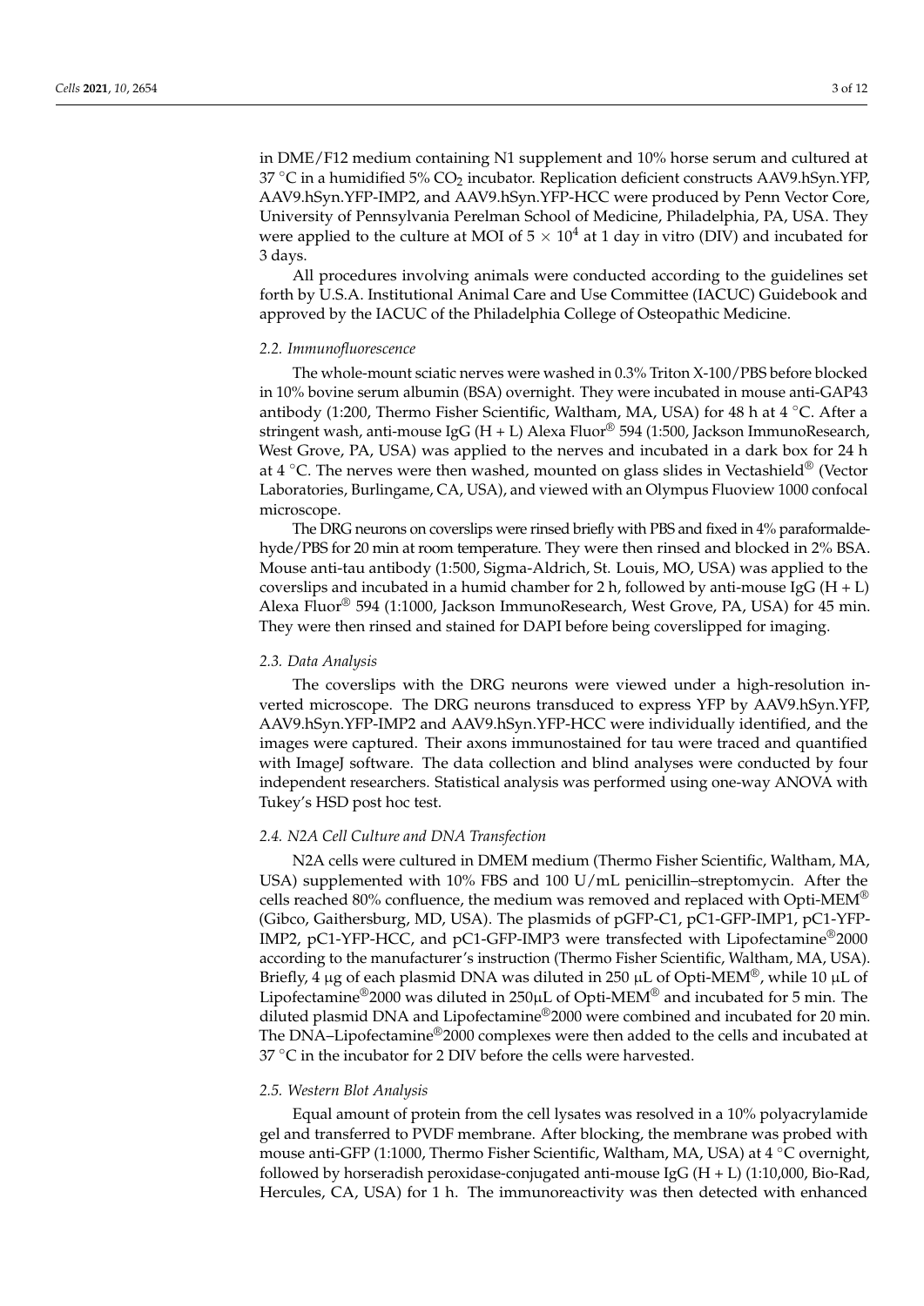in DME/F12 medium containing N1 supplement and 10% horse serum and cultured at 37 °C in a humidified 5% $CO_2$ incubator. Replication deficient constructs AAV9.hSyn.YFP, AAV9.hSyn.YFP-IMP2, and AAV9.hSyn.YFP-HCC were produced by Penn Vector Core, University of Pennsylvania Perelman School of Medicine, Philadelphia, PA, USA. They were applied to the culture at MOI of $5 \times 10^4$ at 1 day in vitro (DIV) and incubated for 3 days.

All procedures involving animals were conducted according to the guidelines set forth by U.S.A. Institutional Animal Care and Use Committee (IACUC) Guidebook and approved by the IACUC of the Philadelphia College of Osteopathic Medicine.

### *2.2. Immunofluorescence*

The whole-mount sciatic nerves were washed in 0.3% Triton X-100/PBS before blocked in 10% bovine serum albumin (BSA) overnight. They were incubated in mouse anti-GAP43 antibody (1:200, Thermo Fisher Scientific, Waltham, MA, USA) for 48 h at 4 °C. After a stringent wash, anti-mouse IgG (H + L) Alexa Fluor® 594 (1:500, Jackson ImmunoResearch, West Grove, PA, USA) was applied to the nerves and incubated in a dark box for 24 h at 4 °C. The nerves were then washed, mounted on glass slides in Vectashield® (Vector Laboratories, Burlingame, CA, USA), and viewed with an Olympus Fluoview 1000 confocal microscope.

The DRG neurons on coverslips were rinsed briefly with PBS and fixed in 4% paraformaldehyde/PBS for 20 min at room temperature. They were then rinsed and blocked in 2% BSA. Mouse anti-tau antibody (1:500, Sigma-Aldrich, St. Louis, MO, USA) was applied to the coverslips and incubated in a humid chamber for 2 h, followed by anti-mouse IgG (H + L) Alexa Fluor® 594 (1:1000, Jackson ImmunoResearch, West Grove, PA, USA) for 45 min. They were then rinsed and stained for DAPI before being coverslipped for imaging.

### *2.3. Data Analysis*

The coverslips with the DRG neurons were viewed under a high-resolution inverted microscope. The DRG neurons transduced to express YFP by AAV9.hSyn.YFP, AAV9.hSyn.YFP-IMP2 and AAV9.hSyn.YFP-HCC were individually identified, and the images were captured. Their axons immunostained for tau were traced and quantified with ImageJ software. The data collection and blind analyses were conducted by four independent researchers. Statistical analysis was performed using one-way ANOVA with Tukey's HSD post hoc test.

### *2.4. N2A Cell Culture and DNA Transfection*

N2A cells were cultured in DMEM medium (Thermo Fisher Scientific, Waltham, MA, USA) supplemented with 10% FBS and 100 U/mL penicillin–streptomycin. After the cells reached 80% confluence, the medium was removed and replaced with Opti-MEM® (Gibco, Gaithersburg, MD, USA). The plasmids of pGFP-C1, pC1-GFP-IMP1, pC1-YFP-IMP2, pC1-YFP-HCC, and pC1-GFP-IMP3 were transfected with Lipofectamine®2000 according to the manufacturer's instruction (Thermo Fisher Scientific, Waltham, MA, USA). Briefly, 4 μg of each plasmid DNA was diluted in 250 μL of Opti-MEM®, while 10 μL of Lipofectamine®2000 was diluted in 250μL of Opti-MEM® and incubated for 5 min. The diluted plasmid DNA and Lipofectamine®2000 were combined and incubated for 20 min. The DNA–Lipofectamine®2000 complexes were then added to the cells and incubated at 37 °C in the incubator for 2 DIV before the cells were harvested.

### *2.5. Western Blot Analysis*

Equal amount of protein from the cell lysates was resolved in a 10% polyacrylamide gel and transferred to PVDF membrane. After blocking, the membrane was probed with mouse anti-GFP (1:1000, Thermo Fisher Scientific, Waltham, MA, USA) at 4 °C overnight, followed by horseradish peroxidase-conjugated anti-mouse IgG (H + L) (1:10,000, Bio-Rad, Hercules, CA, USA) for 1 h. The immunoreactivity was then detected with enhanced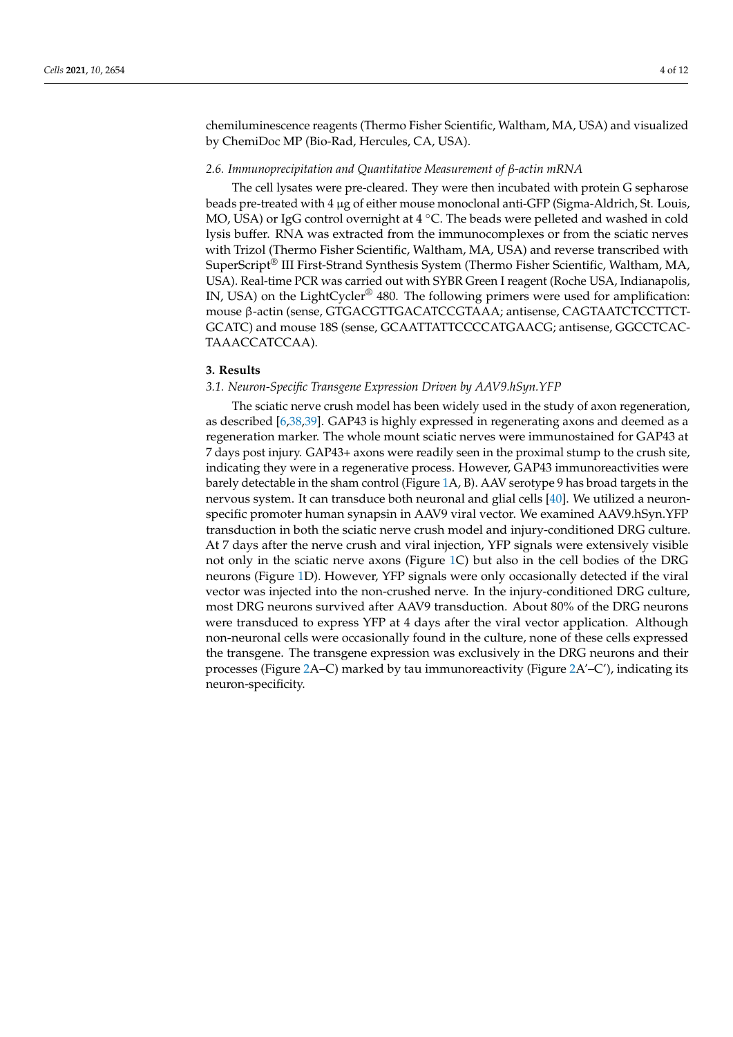chemiluminescence reagents (Thermo Fisher Scientific, Waltham, MA, USA) and visualized by ChemiDoc MP (Bio-Rad, Hercules, CA, USA).

### *2.6. Immunoprecipitation and Quantitative Measurement of β-actin mRNA*

The cell lysates were pre-cleared. They were then incubated with protein G sepharose beads pre-treated with 4 μg of either mouse monoclonal anti-GFP (Sigma-Aldrich, St. Louis, MO, USA) or IgG control overnight at 4 °C. The beads were pelleted and washed in cold lysis buffer. RNA was extracted from the immunocomplexes or from the sciatic nerves with Trizol (Thermo Fisher Scientific, Waltham, MA, USA) and reverse transcribed with SuperScript® III First-Strand Synthesis System (Thermo Fisher Scientific, Waltham, MA, USA). Real-time PCR was carried out with SYBR Green I reagent (Roche USA, Indianapolis, IN, USA) on the LightCycler® 480. The following primers were used for amplification: mouse β-actin (sense, GTGACGTTGACATCCGTAAA; antisense, CAGTAATCTCCTTCTGCATC) and mouse 18S (sense, GCAATTATTCCCCATGAACG; antisense, GGCCTCACTAAACCATCCAA).

## 3. Results

### *3.1. Neuron-Specific Transgene Expression Driven by AAV9.hSyn.YFP*

The sciatic nerve crush model has been widely used in the study of axon regeneration, as described [6,38,39]. GAP43 is highly expressed in regenerating axons and deemed as a regeneration marker. The whole mount sciatic nerves were immunostained for GAP43 at 7 days post injury. GAP43+ axons were readily seen in the proximal stump to the crush site, indicating they were in a regenerative process. However, GAP43 immunoreactivities were barely detectable in the sham control (Figure 1A, B). AAV serotype 9 has broad targets in the nervous system. It can transduce both neuronal and glial cells [40]. We utilized a neuron-specific promoter human synapsin in AAV9 viral vector. We examined AAV9.hSyn.YFP transduction in both the sciatic nerve crush model and injury-conditioned DRG culture. At 7 days after the nerve crush and viral injection, YFP signals were extensively visible not only in the sciatic nerve axons (Figure 1C) but also in the cell bodies of the DRG neurons (Figure 1D). However, YFP signals were only occasionally detected if the viral vector was injected into the non-crushed nerve. In the injury-conditioned DRG culture, most DRG neurons survived after AAV9 transduction. About 80% of the DRG neurons were transduced to express YFP at 4 days after the viral vector application. Although non-neuronal cells were occasionally found in the culture, none of these cells expressed the transgene. The transgene expression was exclusively in the DRG neurons and their processes (Figure 2A–C) marked by tau immunoreactivity (Figure 2A'–C'), indicating its neuron-specificity.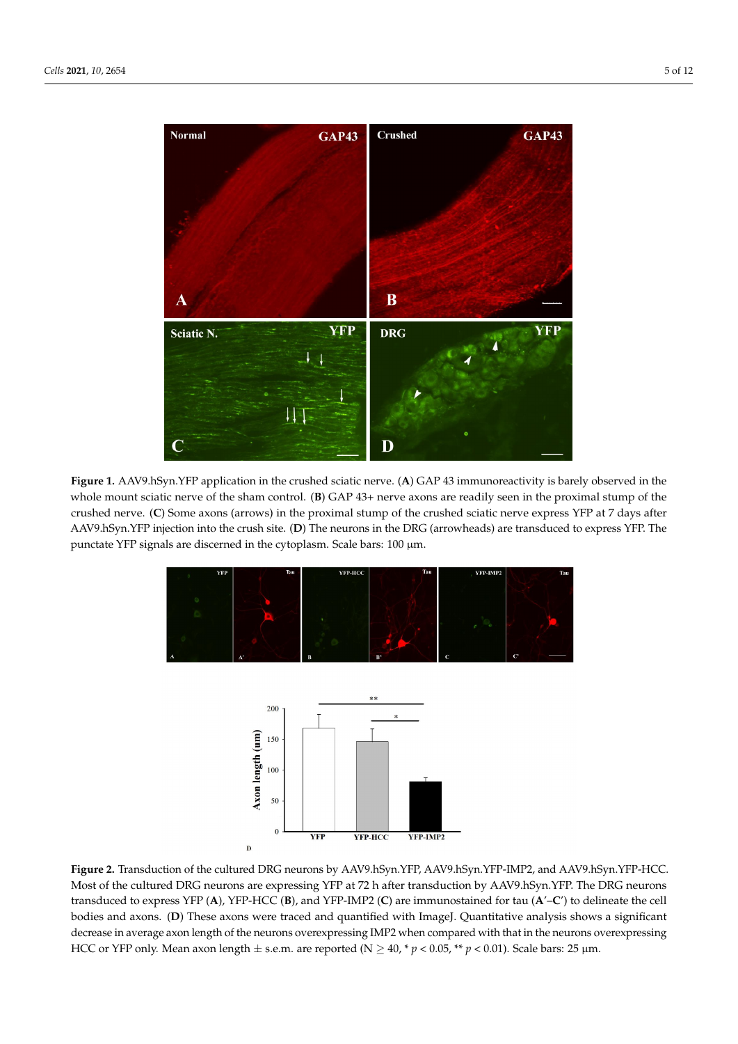**Figure 1.** AAV9.hSyn.YFP application in the crushed sciatic nerve. (**A**) GAP 43 immunoreactivity is barely observed in the whole mount sciatic nerve of the sham control. (**B**) GAP 43+ nerve axons are readily seen in the proximal stump of the crushed nerve. (**C**) Some axons (arrows) in the proximal stump of the crushed sciatic nerve express YFP at 7 days after AAV9.hSyn.YFP injection into the crush site. (**D**) The neurons in the DRG (arrowheads) are transduced to express YFP. The punctate YFP signals are discerned in the cytoplasm. Scale bars: 100 µm.

**Figure 2.** Transduction of the cultured DRG neurons by AAV9.hSyn.YFP, AAV9.hSyn.YFP-IMP2, and AAV9.hSyn.YFP-HCC. Most of the cultured DRG neurons are expressing YFP at 72 h after transduction by AAV9.hSyn.YFP. The DRG neurons transduced to express YFP (**A**), YFP-HCC (**B**), and YFP-IMP2 (**C**) are immunostained for tau (**A′**–**C′**) to delineate the cell bodies and axons. (**D**) These axons were traced and quantified with ImageJ. Quantitative analysis shows a significant decrease in average axon length of the neurons overexpressing IMP2 when compared with that in the neurons overexpressing HCC or YFP only. Mean axon length ± s.e.m. are reported (N ≥ 40, * $p < 0.05$, ** $p < 0.01$). Scale bars: 25 µm.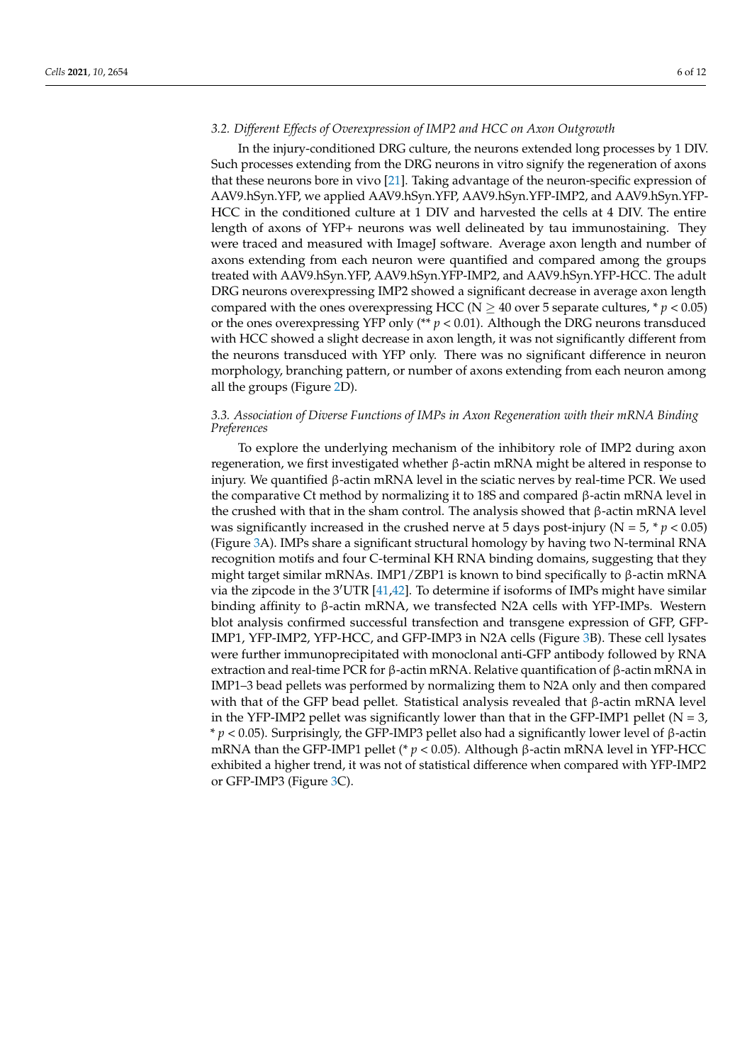### 3.2. Different Effects of Overexpression of IMP2 and HCC on Axon Outgrowth

In the injury-conditioned DRG culture, the neurons extended long processes by 1 DIV. Such processes extending from the DRG neurons in vitro signify the regeneration of axons that these neurons bore in vivo [21]. Taking advantage of the neuron-specific expression of AAV9.hSyn.YFP, we applied AAV9.hSyn.YFP, AAV9.hSyn.YFP-IMP2, and AAV9.hSyn.YFP-HCC in the conditioned culture at 1 DIV and harvested the cells at 4 DIV. The entire length of axons of YFP+ neurons was well delineated by tau immunostaining. They were traced and measured with ImageJ software. Average axon length and number of axons extending from each neuron were quantified and compared among the groups treated with AAV9.hSyn.YFP, AAV9.hSyn.YFP-IMP2, and AAV9.hSyn.YFP-HCC. The adult DRG neurons overexpressing IMP2 showed a significant decrease in average axon length compared with the ones overexpressing HCC (N $\geq$ 40 over 5 separate cultures, * $p < 0.05$) or the ones overexpressing YFP only (** $p < 0.01$). Although the DRG neurons transduced with HCC showed a slight decrease in axon length, it was not significantly different from the neurons transduced with YFP only. There was no significant difference in neuron morphology, branching pattern, or number of axons extending from each neuron among all the groups (Figure 2D).

### 3.3. Association of Diverse Functions of IMPs in Axon Regeneration with their mRNA Binding Preferences

To explore the underlying mechanism of the inhibitory role of IMP2 during axon regeneration, we first investigated whether β-actin mRNA might be altered in response to injury. We quantified β-actin mRNA level in the sciatic nerves by real-time PCR. We used the comparative Ct method by normalizing it to 18S and compared β-actin mRNA level in the crushed with that in the sham control. The analysis showed that β-actin mRNA level was significantly increased in the crushed nerve at 5 days post-injury (N = 5, * $p < 0.05$) (Figure 3A). IMPs share a significant structural homology by having two N-terminal RNA recognition motifs and four C-terminal KH RNA binding domains, suggesting that they might target similar mRNAs. IMP1/ZBP1 is known to bind specifically to β-actin mRNA via the zipcode in the 3′UTR [41,42]. To determine if isoforms of IMPs might have similar binding affinity to β-actin mRNA, we transfected N2A cells with YFP-IMPs. Western blot analysis confirmed successful transfection and transgene expression of GFP, GFP-IMP1, YFP-IMP2, YFP-HCC, and GFP-IMP3 in N2A cells (Figure 3B). These cell lysates were further immunoprecipitated with monoclonal anti-GFP antibody followed by RNA extraction and real-time PCR for β-actin mRNA. Relative quantification of β-actin mRNA in IMP1–3 bead pellets was performed by normalizing them to N2A only and then compared with that of the GFP bead pellet. Statistical analysis revealed that β-actin mRNA level in the YFP-IMP2 pellet was significantly lower than that in the GFP-IMP1 pellet (N = 3, * $p < 0.05$). Surprisingly, the GFP-IMP3 pellet also had a significantly lower level of β-actin mRNA than the GFP-IMP1 pellet (* $p < 0.05$). Although β-actin mRNA level in YFP-HCC exhibited a higher trend, it was not of statistical difference when compared with YFP-IMP2 or GFP-IMP3 (Figure 3C).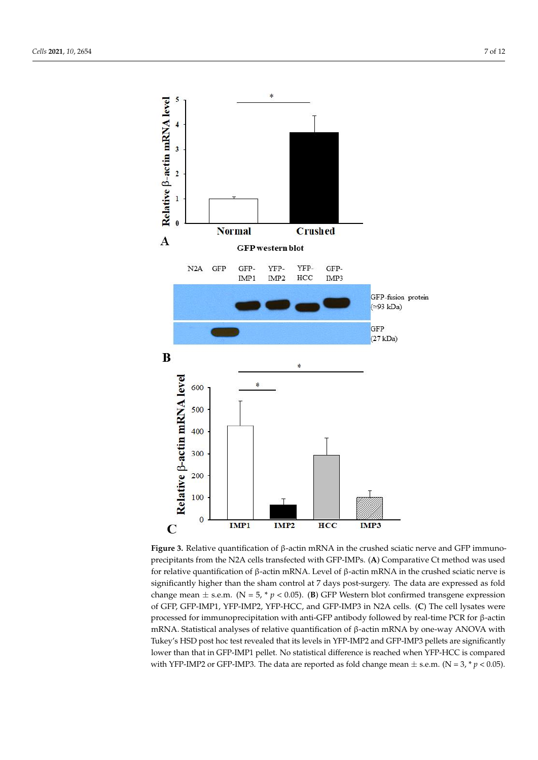**Figure 3.** Relative quantification of β-actin mRNA in the crushed sciatic nerve and GFP immunoprecipitants from the N2A cells transfected with GFP-IMPs. (**A**) Comparative Ct method was used for relative quantification of β-actin mRNA. Level of β-actin mRNA in the crushed sciatic nerve is significantly higher than the sham control at 7 days post-surgery. The data are expressed as fold change mean ± s.e.m. (N = 5, * $p < 0.05$). (**B**) GFP Western blot confirmed transgene expression of GFP, GFP-IMP1, YFP-IMP2, YFP-HCC, and GFP-IMP3 in N2A cells. (**C**) The cell lysates were processed for immunoprecipitation with anti-GFP antibody followed by real-time PCR for β-actin mRNA. Statistical analyses of relative quantification of β-actin mRNA by one-way ANOVA with Tukey's HSD post hoc test revealed that its levels in YFP-IMP2 and GFP-IMP3 pellets are significantly lower than that in GFP-IMP1 pellet. No statistical difference is reached when YFP-HCC is compared with YFP-IMP2 or GFP-IMP3. The data are reported as fold change mean ± s.e.m. (N = 3, * $p < 0.05$).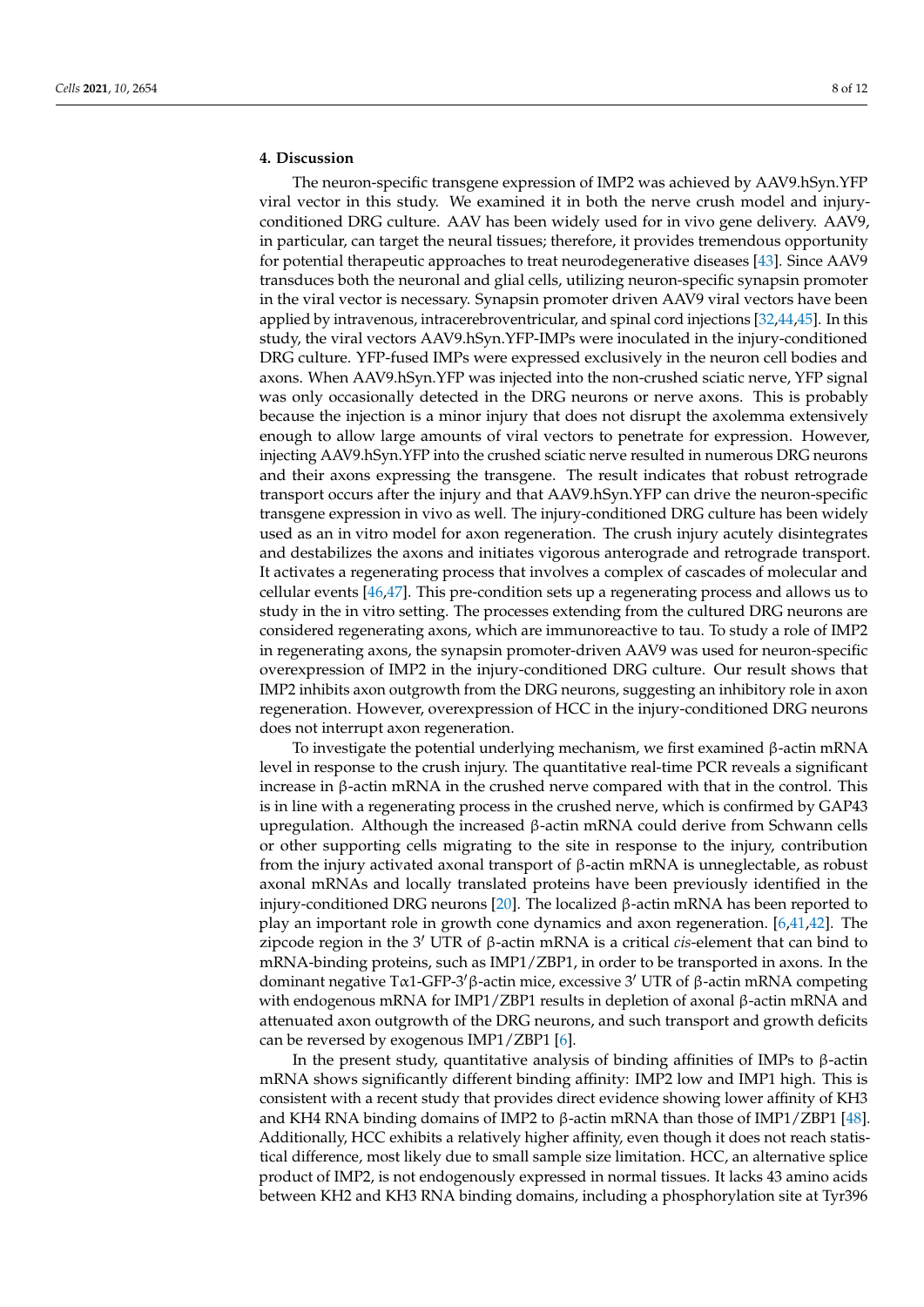## 4. Discussion

The neuron-specific transgene expression of IMP2 was achieved by AAV9.hSyn.YFP viral vector in this study. We examined it in both the nerve crush model and injury-conditioned DRG culture. AAV has been widely used for in vivo gene delivery. AAV9, in particular, can target the neural tissues; therefore, it provides tremendous opportunity for potential therapeutic approaches to treat neurodegenerative diseases [43]. Since AAV9 transduces both the neuronal and glial cells, utilizing neuron-specific synapsin promoter in the viral vector is necessary. Synapsin promoter driven AAV9 viral vectors have been applied by intravenous, intracerebroventricular, and spinal cord injections [32,44,45]. In this study, the viral vectors AAV9.hSyn.YFP-IMPs were inoculated in the injury-conditioned DRG culture. YFP-fused IMPs were expressed exclusively in the neuron cell bodies and axons. When AAV9.hSyn.YFP was injected into the non-crushed sciatic nerve, YFP signal was only occasionally detected in the DRG neurons or nerve axons. This is probably because the injection is a minor injury that does not disrupt the axolemma extensively enough to allow large amounts of viral vectors to penetrate for expression. However, injecting AAV9.hSyn.YFP into the crushed sciatic nerve resulted in numerous DRG neurons and their axons expressing the transgene. The result indicates that robust retrograde transport occurs after the injury and that AAV9.hSyn.YFP can drive the neuron-specific transgene expression in vivo as well. The injury-conditioned DRG culture has been widely used as an in vitro model for axon regeneration. The crush injury acutely disintegrates and destabilizes the axons and initiates vigorous anterograde and retrograde transport. It activates a regenerating process that involves a complex of cascades of molecular and cellular events [46,47]. This pre-condition sets up a regenerating process and allows us to study in the in vitro setting. The processes extending from the cultured DRG neurons are considered regenerating axons, which are immunoreactive to tau. To study a role of IMP2 in regenerating axons, the synapsin promoter-driven AAV9 was used for neuron-specific overexpression of IMP2 in the injury-conditioned DRG culture. Our result shows that IMP2 inhibits axon outgrowth from the DRG neurons, suggesting an inhibitory role in axon regeneration. However, overexpression of HCC in the injury-conditioned DRG neurons does not interrupt axon regeneration.

To investigate the potential underlying mechanism, we first examined β-actin mRNA level in response to the crush injury. The quantitative real-time PCR reveals a significant increase in β-actin mRNA in the crushed nerve compared with that in the control. This is in line with a regenerating process in the crushed nerve, which is confirmed by GAP43 upregulation. Although the increased β-actin mRNA could derive from Schwann cells or other supporting cells migrating to the site in response to the injury, contribution from the injury activated axonal transport of β-actin mRNA is unneglectable, as robust axonal mRNAs and locally translated proteins have been previously identified in the injury-conditioned DRG neurons [20]. The localized β-actin mRNA has been reported to play an important role in growth cone dynamics and axon regeneration. [6,41,42]. The zipcode region in the 3′ UTR of β-actin mRNA is a critical *cis*-element that can bind to mRNA-binding proteins, such as IMP1/ZBP1, in order to be transported in axons. In the dominant negative Tα1-GFP-3′β-actin mice, excessive 3′ UTR of β-actin mRNA competing with endogenous mRNA for IMP1/ZBP1 results in depletion of axonal β-actin mRNA and attenuated axon outgrowth of the DRG neurons, and such transport and growth deficits can be reversed by exogenous IMP1/ZBP1 [6].

In the present study, quantitative analysis of binding affinities of IMPs to β-actin mRNA shows significantly different binding affinity: IMP2 low and IMP1 high. This is consistent with a recent study that provides direct evidence showing lower affinity of KH3 and KH4 RNA binding domains of IMP2 to β-actin mRNA than those of IMP1/ZBP1 [48]. Additionally, HCC exhibits a relatively higher affinity, even though it does not reach statistical difference, most likely due to small sample size limitation. HCC, an alternative splice product of IMP2, is not endogenously expressed in normal tissues. It lacks 43 amino acids between KH2 and KH3 RNA binding domains, including a phosphorylation site at Tyr396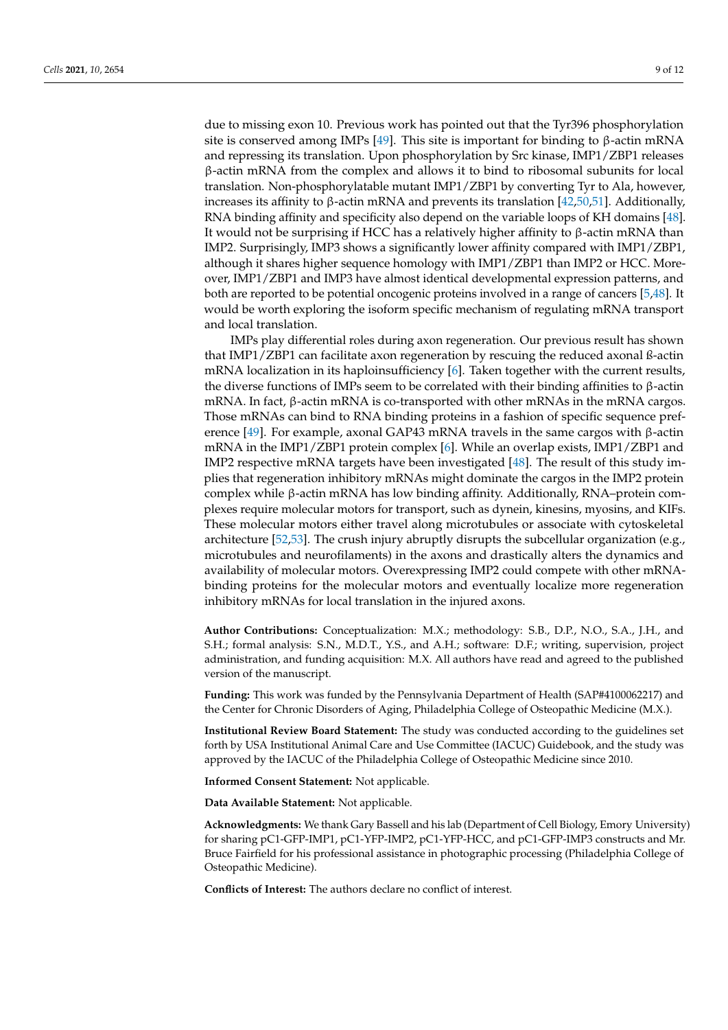due to missing exon 10. Previous work has pointed out that the Tyr396 phosphorylation site is conserved among IMPs [49]. This site is important for binding to β-actin mRNA and repressing its translation. Upon phosphorylation by Src kinase, IMP1/ZBP1 releases β-actin mRNA from the complex and allows it to bind to ribosomal subunits for local translation. Non-phosphorylatable mutant IMP1/ZBP1 by converting Tyr to Ala, however, increases its affinity to β-actin mRNA and prevents its translation [42,50,51]. Additionally, RNA binding affinity and specificity also depend on the variable loops of KH domains [48]. It would not be surprising if HCC has a relatively higher affinity to β-actin mRNA than IMP2. Surprisingly, IMP3 shows a significantly lower affinity compared with IMP1/ZBP1, although it shares higher sequence homology with IMP1/ZBP1 than IMP2 or HCC. Moreover, IMP1/ZBP1 and IMP3 have almost identical developmental expression patterns, and both are reported to be potential oncogenic proteins involved in a range of cancers [5,48]. It would be worth exploring the isoform specific mechanism of regulating mRNA transport and local translation.

IMPs play differential roles during axon regeneration. Our previous result has shown that IMP1/ZBP1 can facilitate axon regeneration by rescuing the reduced axonal ß-actin mRNA localization in its haploinsufficiency [6]. Taken together with the current results, the diverse functions of IMPs seem to be correlated with their binding affinities to β-actin mRNA. In fact, β-actin mRNA is co-transported with other mRNAs in the mRNA cargos. Those mRNAs can bind to RNA binding proteins in a fashion of specific sequence preference [49]. For example, axonal GAP43 mRNA travels in the same cargos with β-actin mRNA in the IMP1/ZBP1 protein complex [6]. While an overlap exists, IMP1/ZBP1 and IMP2 respective mRNA targets have been investigated [48]. The result of this study implies that regeneration inhibitory mRNAs might dominate the cargos in the IMP2 protein complex while β-actin mRNA has low binding affinity. Additionally, RNA–protein complexes require molecular motors for transport, such as dynein, kinesins, myosins, and KIFs. These molecular motors either travel along microtubules or associate with cytoskeletal architecture [52,53]. The crush injury abruptly disrupts the subcellular organization (e.g., microtubules and neurofilaments) in the axons and drastically alters the dynamics and availability of molecular motors. Overexpressing IMP2 could compete with other mRNA-binding proteins for the molecular motors and eventually localize more regeneration inhibitory mRNAs for local translation in the injured axons.

**Author Contributions:** Conceptualization: M.X.; methodology: S.B., D.P., N.O., S.A., J.H., and S.H.; formal analysis: S.N., M.D.T., Y.S., and A.H.; software: D.F.; writing, supervision, project administration, and funding acquisition: M.X. All authors have read and agreed to the published version of the manuscript.

**Funding:** This work was funded by the Pennsylvania Department of Health (SAP#4100062217) and the Center for Chronic Disorders of Aging, Philadelphia College of Osteopathic Medicine (M.X.).

**Institutional Review Board Statement:** The study was conducted according to the guidelines set forth by USA Institutional Animal Care and Use Committee (IACUC) Guidebook, and the study was approved by the IACUC of the Philadelphia College of Osteopathic Medicine since 2010.

**Informed Consent Statement:** Not applicable.

**Data Available Statement:** Not applicable.

**Acknowledgments:** We thank Gary Bassell and his lab (Department of Cell Biology, Emory University) for sharing pC1-GFP-IMP1, pC1-YFP-IMP2, pC1-YFP-HCC, and pC1-GFP-IMP3 constructs and Mr. Bruce Fairfield for his professional assistance in photographic processing (Philadelphia College of Osteopathic Medicine).

**Conflicts of Interest:** The authors declare no conflict of interest.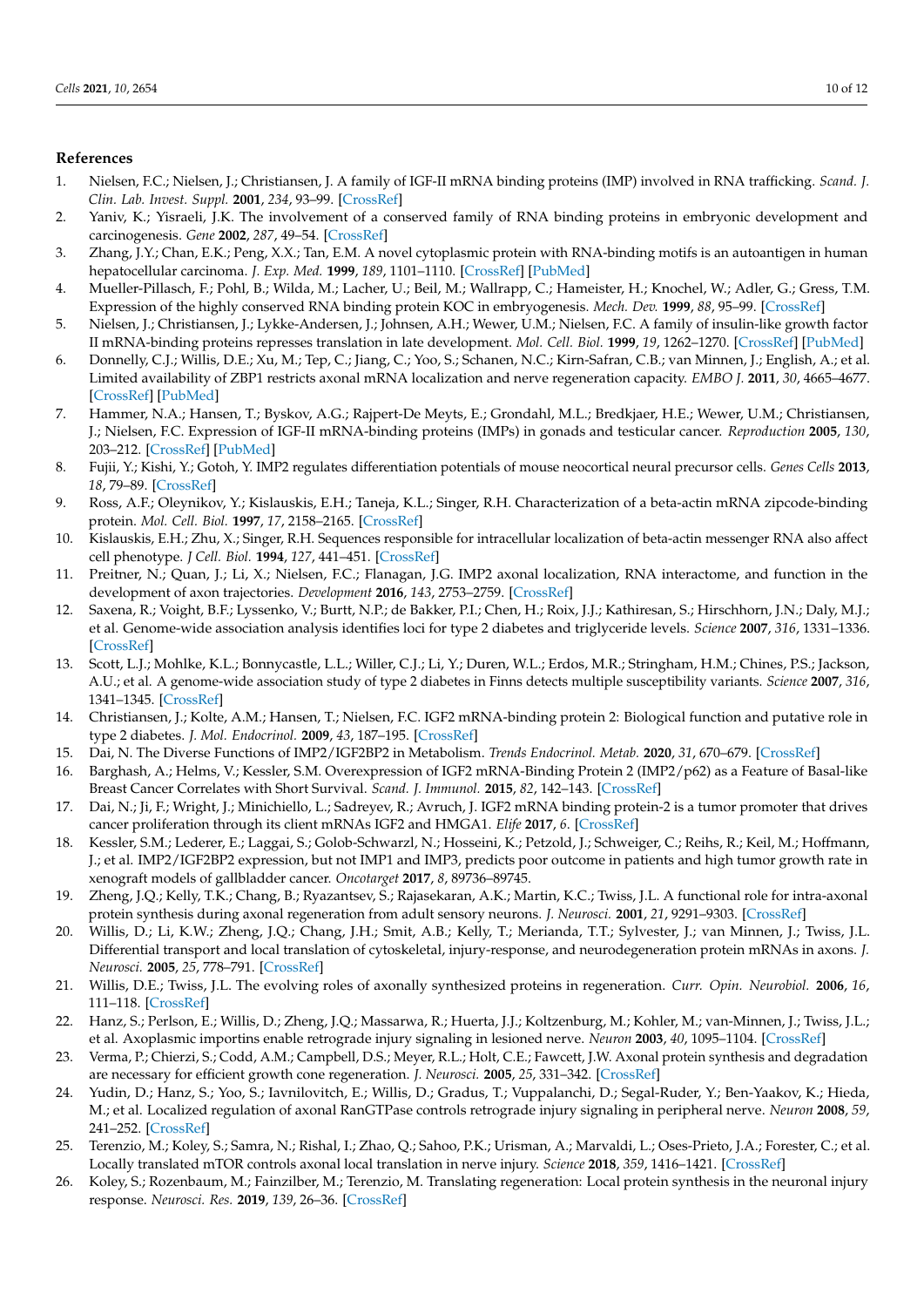## References

1. Nielsen, F.C.; Nielsen, J.; Christiansen, J. A family of IGF-II mRNA binding proteins (IMP) involved in RNA trafficking. *Scand. J. Clin. Lab. Invest. Suppl.* **2001**, *234*, 93–99. [CrossRef]
2. Yaniv, K.; Yisraeli, J.K. The involvement of a conserved family of RNA binding proteins in embryonic development and carcinogenesis. *Gene* **2002**, *287*, 49–54. [CrossRef]
3. Zhang, J.Y.; Chan, E.K.; Peng, X.X.; Tan, E.M. A novel cytoplasmic protein with RNA-binding motifs is an autoantigen in human hepatocellular carcinoma. *J. Exp. Med.* **1999**, *189*, 1101–1110. [CrossRef] [PubMed]
4. Mueller-Pillasch, F.; Pohl, B.; Wilda, M.; Lacher, U.; Beil, M.; Wallrapp, C.; Hameister, H.; Knochel, W.; Adler, G.; Gress, T.M. Expression of the highly conserved RNA binding protein KOC in embryogenesis. *Mech. Dev.* **1999**, *88*, 95–99. [CrossRef]
5. Nielsen, J.; Christiansen, J.; Lykke-Andersen, J.; Johnsen, A.H.; Wewer, U.M.; Nielsen, F.C. A family of insulin-like growth factor II mRNA-binding proteins represses translation in late development. *Mol. Cell. Biol.* **1999**, *19*, 1262–1270. [CrossRef] [PubMed]
6. Donnelly, C.J.; Willis, D.E.; Xu, M.; Tep, C.; Jiang, C.; Yoo, S.; Schanen, N.C.; Kirn-Safran, C.B.; van Minnen, J.; English, A.; et al. Limited availability of ZBP1 restricts axonal mRNA localization and nerve regeneration capacity. *EMBO J.* **2011**, *30*, 4665–4677. [CrossRef] [PubMed]
7. Hammer, N.A.; Hansen, T.; Byskov, A.G.; Rajpert-De Meyts, E.; Grondahl, M.L.; Bredkjaer, H.E.; Wewer, U.M.; Christiansen, J.; Nielsen, F.C. Expression of IGF-II mRNA-binding proteins (IMPs) in gonads and testicular cancer. *Reproduction* **2005**, *130*, 203–212. [CrossRef] [PubMed]
8. Fujii, Y.; Kishi, Y.; Gotoh, Y. IMP2 regulates differentiation potentials of mouse neocortical neural precursor cells. *Genes Cells* **2013**, *18*, 79–89. [CrossRef]
9. Ross, A.F.; Oleynikov, Y.; Kislauskis, E.H.; Taneja, K.L.; Singer, R.H. Characterization of a beta-actin mRNA zipcode-binding protein. *Mol. Cell. Biol.* **1997**, *17*, 2158–2165. [CrossRef]
10. Kislauskis, E.H.; Zhu, X.; Singer, R.H. Sequences responsible for intracellular localization of beta-actin messenger RNA also affect cell phenotype. *J Cell. Biol.* **1994**, *127*, 441–451. [CrossRef]
11. Preitner, N.; Quan, J.; Li, X.; Nielsen, F.C.; Flanagan, J.G. IMP2 axonal localization, RNA interactome, and function in the development of axon trajectories. *Development* **2016**, *143*, 2753–2759. [CrossRef]
12. Saxena, R.; Voight, B.F.; Lyssenko, V.; Burtt, N.P.; de Bakker, P.I.; Chen, H.; Roix, J.J.; Kathiresan, S.; Hirschhorn, J.N.; Daly, M.J.; et al. Genome-wide association analysis identifies loci for type 2 diabetes and triglyceride levels. *Science* **2007**, *316*, 1331–1336. [CrossRef]
13. Scott, L.J.; Mohlke, K.L.; Bonnycastle, L.L.; Willer, C.J.; Li, Y.; Duren, W.L.; Erdos, M.R.; Stringham, H.M.; Chines, P.S.; Jackson, A.U.; et al. A genome-wide association study of type 2 diabetes in Finns detects multiple susceptibility variants. *Science* **2007**, *316*, 1341–1345. [CrossRef]
14. Christiansen, J.; Kolte, A.M.; Hansen, T.; Nielsen, F.C. IGF2 mRNA-binding protein 2: Biological function and putative role in type 2 diabetes. *J. Mol. Endocrinol.* **2009**, *43*, 187–195. [CrossRef]
15. Dai, N. The Diverse Functions of IMP2/IGF2BP2 in Metabolism. *Trends Endocrinol. Metab.* **2020**, *31*, 670–679. [CrossRef]
16. Barghash, A.; Helms, V.; Kessler, S.M. Overexpression of IGF2 mRNA-Binding Protein 2 (IMP2/p62) as a Feature of Basal-like Breast Cancer Correlates with Short Survival. *Scand. J. Immunol.* **2015**, *82*, 142–143. [CrossRef]
17. Dai, N.; Ji, F.; Wright, J.; Minichiello, L.; Sadreyev, R.; Avruch, J. IGF2 mRNA binding protein-2 is a tumor promoter that drives cancer proliferation through its client mRNAs IGF2 and HMGA1. *Elife* **2017**, *6*. [CrossRef]
18. Kessler, S.M.; Lederer, E.; Laggai, S.; Golob-Schwarzl, N.; Hosseini, K.; Petzold, J.; Schweiger, C.; Reihs, R.; Keil, M.; Hoffmann, J.; et al. IMP2/IGF2BP2 expression, but not IMP1 and IMP3, predicts poor outcome in patients and high tumor growth rate in xenograft models of gallbladder cancer. *Oncotarget* **2017**, *8*, 89736–89745.
19. Zheng, J.Q.; Kelly, T.K.; Chang, B.; Ryazantsev, S.; Rajasekaran, A.K.; Martin, K.C.; Twiss, J.L. A functional role for intra-axonal protein synthesis during axonal regeneration from adult sensory neurons. *J. Neurosci.* **2001**, *21*, 9291–9303. [CrossRef]
20. Willis, D.; Li, K.W.; Zheng, J.Q.; Chang, J.H.; Smit, A.B.; Kelly, T.; Merianda, T.T.; Sylvester, J.; van Minnen, J.; Twiss, J.L. Differential transport and local translation of cytoskeletal, injury-response, and neurodegeneration protein mRNAs in axons. *J. Neurosci.* **2005**, *25*, 778–791. [CrossRef]
21. Willis, D.E.; Twiss, J.L. The evolving roles of axonally synthesized proteins in regeneration. *Curr. Opin. Neurobiol.* **2006**, *16*, 111–118. [CrossRef]
22. Hanz, S.; Perlson, E.; Willis, D.; Zheng, J.Q.; Massarwa, R.; Huerta, J.J.; Koltzenburg, M.; Kohler, M.; van-Minnen, J.; Twiss, J.L.; et al. Axoplasmic importins enable retrograde injury signaling in lesioned nerve. *Neuron* **2003**, *40*, 1095–1104. [CrossRef]
23. Verma, P.; Chierzi, S.; Codd, A.M.; Campbell, D.S.; Meyer, R.L.; Holt, C.E.; Fawcett, J.W. Axonal protein synthesis and degradation are necessary for efficient growth cone regeneration. *J. Neurosci.* **2005**, *25*, 331–342. [CrossRef]
24. Yudin, D.; Hanz, S.; Yoo, S.; Iavnilovitch, E.; Willis, D.; Gradus, T.; Vuppalanchi, D.; Segal-Ruder, Y.; Ben-Yaakov, K.; Hieda, M.; et al. Localized regulation of axonal RanGTPase controls retrograde injury signaling in peripheral nerve. *Neuron* **2008**, *59*, 241–252. [CrossRef]
25. Terenzio, M.; Koley, S.; Samra, N.; Rishal, I.; Zhao, Q.; Sahoo, P.K.; Urisman, A.; Marvaldi, L.; Oses-Prieto, J.A.; Forester, C.; et al. Locally translated mTOR controls axonal local translation in nerve injury. *Science* **2018**, *359*, 1416–1421. [CrossRef]
26. Koley, S.; Rozenbaum, M.; Fainzilber, M.; Terenzio, M. Translating regeneration: Local protein synthesis in the neuronal injury response. *Neurosci. Res.* **2019**, *139*, 26–36. [CrossRef]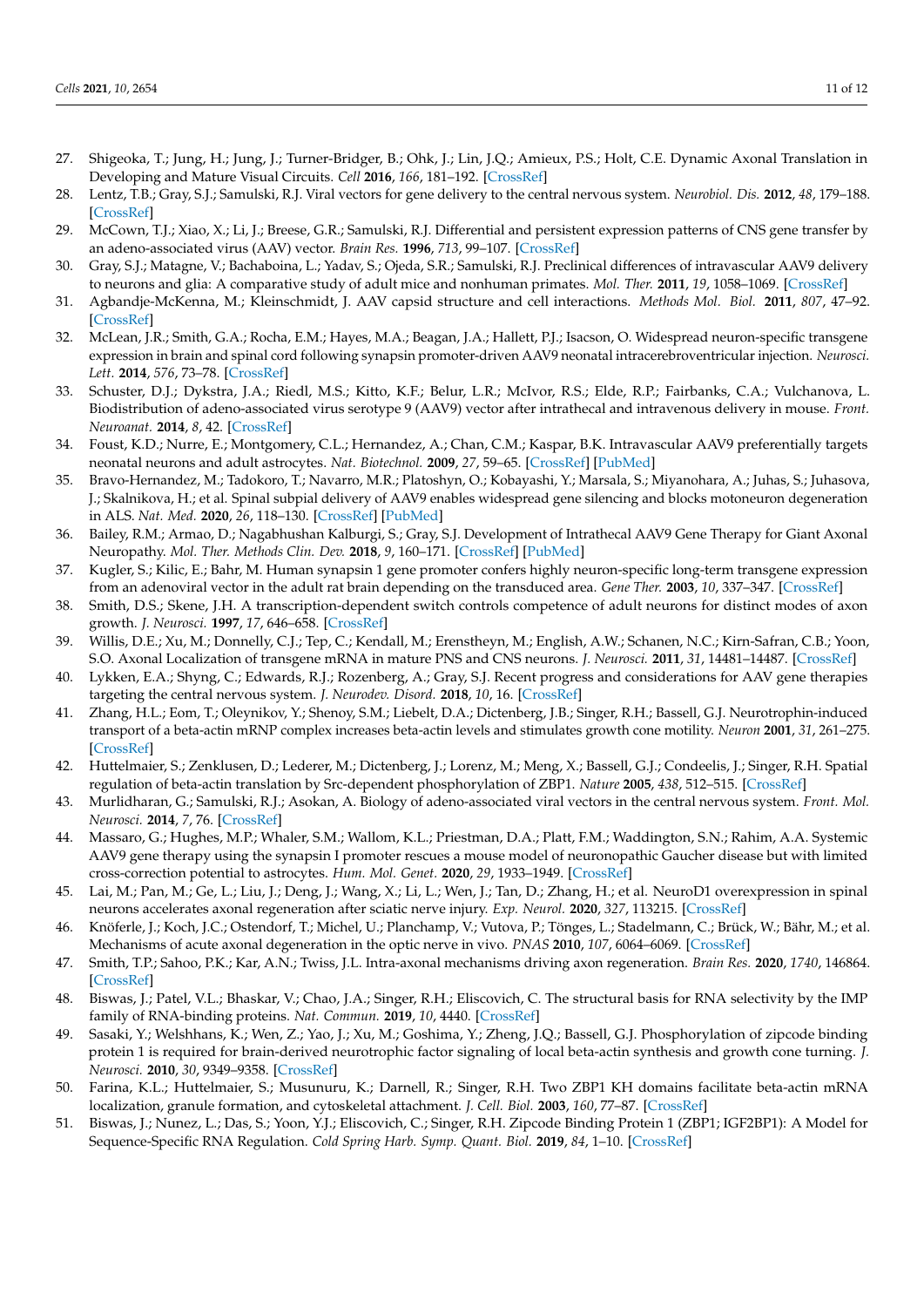27. Shigeoka, T.; Jung, H.; Jung, J.; Turner-Bridger, B.; Ohk, J.; Lin, J.Q.; Amieux, P.S.; Holt, C.E. Dynamic Axonal Translation in Developing and Mature Visual Circuits. *Cell* **2016**, *166*, 181–192. [CrossRef]
28. Lentz, T.B.; Gray, S.J.; Samulski, R.J. Viral vectors for gene delivery to the central nervous system. *Neurobiol. Dis.* **2012**, *48*, 179–188. [CrossRef]
29. McCown, T.J.; Xiao, X.; Li, J.; Breese, G.R.; Samulski, R.J. Differential and persistent expression patterns of CNS gene transfer by an adeno-associated virus (AAV) vector. *Brain Res.* **1996**, *713*, 99–107. [CrossRef]
30. Gray, S.J.; Matagne, V.; Bachaboina, L.; Yadav, S.; Ojeda, S.R.; Samulski, R.J. Preclinical differences of intravascular AAV9 delivery to neurons and glia: A comparative study of adult mice and nonhuman primates. *Mol. Ther.* **2011**, *19*, 1058–1069. [CrossRef]
31. Agbandje-McKenna, M.; Kleinschmidt, J. AAV capsid structure and cell interactions. *Methods Mol. Biol.* **2011**, *807*, 47–92. [CrossRef]
32. McLean, J.R.; Smith, G.A.; Rocha, E.M.; Hayes, M.A.; Beagan, J.A.; Hallett, P.J.; Isacson, O. Widespread neuron-specific transgene expression in brain and spinal cord following synapsin promoter-driven AAV9 neonatal intracerebroventricular injection. *Neurosci. Lett.* **2014**, *576*, 73–78. [CrossRef]
33. Schuster, D.J.; Dykstra, J.A.; Riedl, M.S.; Kitto, K.F.; Belur, L.R.; McIvor, R.S.; Elde, R.P.; Fairbanks, C.A.; Vulchanova, L. Biodistribution of adeno-associated virus serotype 9 (AAV9) vector after intrathecal and intravenous delivery in mouse. *Front. Neuroanat.* **2014**, *8*, 42. [CrossRef]
34. Foust, K.D.; Nurre, E.; Montgomery, C.L.; Hernandez, A.; Chan, C.M.; Kaspar, B.K. Intravascular AAV9 preferentially targets neonatal neurons and adult astrocytes. *Nat. Biotechnol.* **2009**, *27*, 59–65. [CrossRef] [PubMed]
35. Bravo-Hernandez, M.; Tadokoro, T.; Navarro, M.R.; Platoshyn, O.; Kobayashi, Y.; Marsala, S.; Miyanohara, A.; Juhas, S.; Juhasova, J.; Skalnikova, H.; et al. Spinal subpial delivery of AAV9 enables widespread gene silencing and blocks motoneuron degeneration in ALS. *Nat. Med.* **2020**, *26*, 118–130. [CrossRef] [PubMed]
36. Bailey, R.M.; Armao, D.; Nagabhushan Kalburgi, S.; Gray, S.J. Development of Intrathecal AAV9 Gene Therapy for Giant Axonal Neuropathy. *Mol. Ther. Methods Clin. Dev.* **2018**, *9*, 160–171. [CrossRef] [PubMed]
37. Kugler, S.; Kilic, E.; Bahr, M. Human synapsin 1 gene promoter confers highly neuron-specific long-term transgene expression from an adenoviral vector in the adult rat brain depending on the transduced area. *Gene Ther.* **2003**, *10*, 337–347. [CrossRef]
38. Smith, D.S.; Skene, J.H. A transcription-dependent switch controls competence of adult neurons for distinct modes of axon growth. *J. Neurosci.* **1997**, *17*, 646–658. [CrossRef]
39. Willis, D.E.; Xu, M.; Donnelly, C.J.; Tep, C.; Kendall, M.; Erenstheyn, M.; English, A.W.; Schanen, N.C.; Kirn-Safran, C.B.; Yoon, S.O. Axonal Localization of transgene mRNA in mature PNS and CNS neurons. *J. Neurosci.* **2011**, *31*, 14481–14487. [CrossRef]
40. Lykken, E.A.; Shyng, C.; Edwards, R.J.; Rozenberg, A.; Gray, S.J. Recent progress and considerations for AAV gene therapies targeting the central nervous system. *J. Neurodev. Disord.* **2018**, *10*, 16. [CrossRef]
41. Zhang, H.L.; Eom, T.; Oleynikov, Y.; Shenoy, S.M.; Liebelt, D.A.; Dictenberg, J.B.; Singer, R.H.; Bassell, G.J. Neurotrophin-induced transport of a beta-actin mRNP complex increases beta-actin levels and stimulates growth cone motility. *Neuron* **2001**, *31*, 261–275. [CrossRef]
42. Huttelmaier, S.; Zenklusen, D.; Lederer, M.; Dictenberg, J.; Lorenz, M.; Meng, X.; Bassell, G.J.; Condeelis, J.; Singer, R.H. Spatial regulation of beta-actin translation by Src-dependent phosphorylation of ZBP1. *Nature* **2005**, *438*, 512–515. [CrossRef]
43. Murlidharan, G.; Samulski, R.J.; Asokan, A. Biology of adeno-associated viral vectors in the central nervous system. *Front. Mol. Neurosci.* **2014**, *7*, 76. [CrossRef]
44. Massaro, G.; Hughes, M.P.; Whaler, S.M.; Wallom, K.L.; Priestman, D.A.; Platt, F.M.; Waddington, S.N.; Rahim, A.A. Systemic AAV9 gene therapy using the synapsin I promoter rescues a mouse model of neuronopathic Gaucher disease but with limited cross-correction potential to astrocytes. *Hum. Mol. Genet.* **2020**, *29*, 1933–1949. [CrossRef]
45. Lai, M.; Pan, M.; Ge, L.; Liu, J.; Deng, J.; Wang, X.; Li, L.; Wen, J.; Tan, D.; Zhang, H.; et al. NeuroD1 overexpression in spinal neurons accelerates axonal regeneration after sciatic nerve injury. *Exp. Neurol.* **2020**, *327*, 113215. [CrossRef]
46. Knöferle, J.; Koch, J.C.; Ostendorf, T.; Michel, U.; Planchamp, V.; Vutova, P.; Tönges, L.; Stadelmann, C.; Brück, W.; Bähr, M.; et al. Mechanisms of acute axonal degeneration in the optic nerve in vivo. *PNAS* **2010**, *107*, 6064–6069. [CrossRef]
47. Smith, T.P.; Sahoo, P.K.; Kar, A.N.; Twiss, J.L. Intra-axonal mechanisms driving axon regeneration. *Brain Res.* **2020**, *1740*, 146864. [CrossRef]
48. Biswas, J.; Patel, V.L.; Bhaskar, V.; Chao, J.A.; Singer, R.H.; Eliscovich, C. The structural basis for RNA selectivity by the IMP family of RNA-binding proteins. *Nat. Commun.* **2019**, *10*, 4440. [CrossRef]
49. Sasaki, Y.; Welshhans, K.; Wen, Z.; Yao, J.; Xu, M.; Goshima, Y.; Zheng, J.Q.; Bassell, G.J. Phosphorylation of zipcode binding protein 1 is required for brain-derived neurotrophic factor signaling of local beta-actin synthesis and growth cone turning. *J. Neurosci.* **2010**, *30*, 9349–9358. [CrossRef]
50. Farina, K.L.; Huttelmaier, S.; Musunuru, K.; Darnell, R.; Singer, R.H. Two ZBP1 KH domains facilitate beta-actin mRNA localization, granule formation, and cytoskeletal attachment. *J. Cell. Biol.* **2003**, *160*, 77–87. [CrossRef]
51. Biswas, J.; Nunez, L.; Das, S.; Yoon, Y.J.; Eliscovich, C.; Singer, R.H. Zipcode Binding Protein 1 (ZBP1; IGF2BP1): A Model for Sequence-Specific RNA Regulation. *Cold Spring Harb. Symp. Quant. Biol.* **2019**, *84*, 1–10. [CrossRef]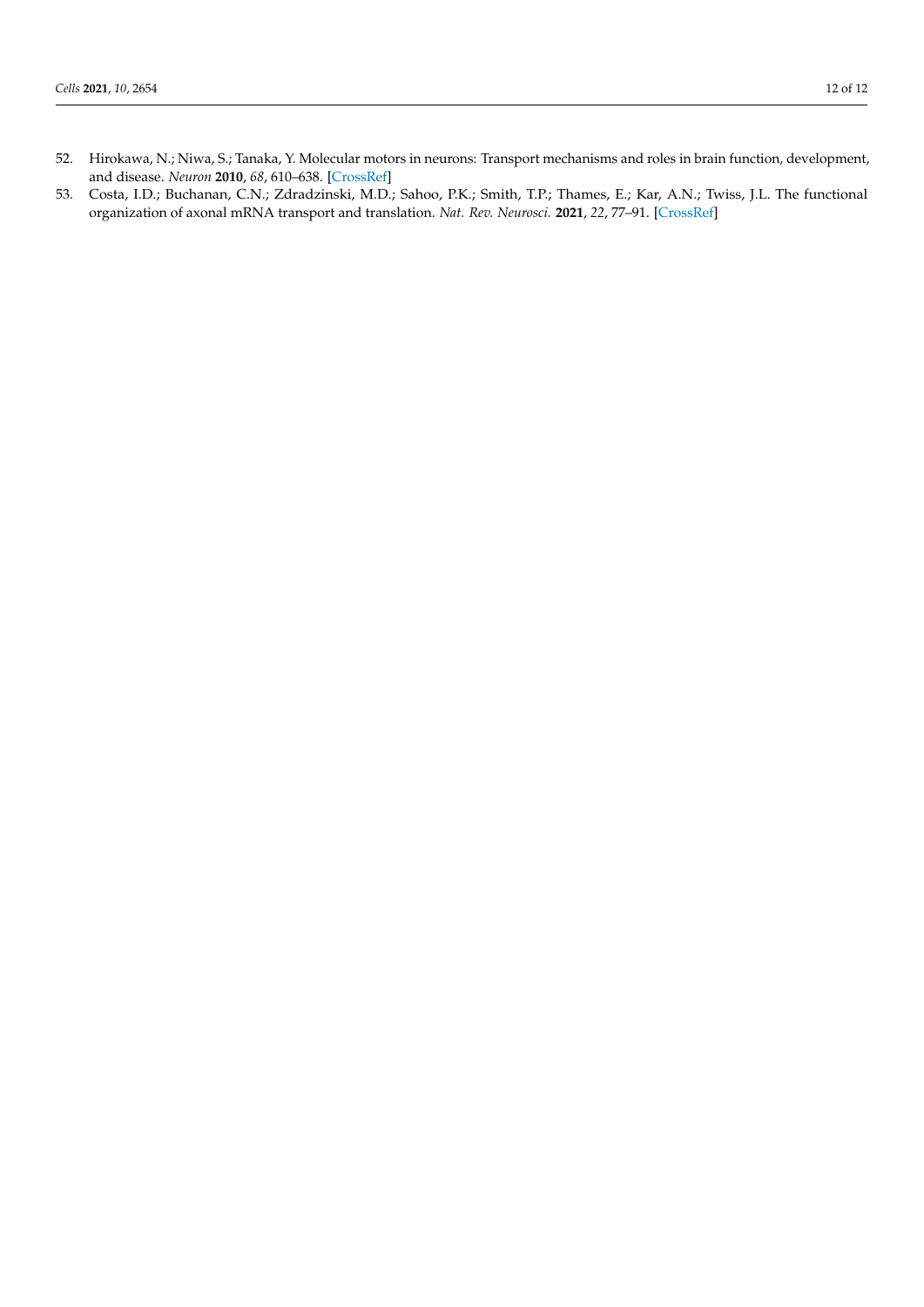52. Hirokawa, N.; Niwa, S.; Tanaka, Y. Molecular motors in neurons: Transport mechanisms and roles in brain function, development, and disease. *Neuron* **2010**, *68*, 610–638. [CrossRef]
53. Costa, I.D.; Buchanan, C.N.; Zdradzinski, M.D.; Sahoo, P.K.; Smith, T.P.; Thames, E.; Kar, A.N.; Twiss, J.L. The functional organization of axonal mRNA transport and translation. *Nat. Rev. Neurosci.* **2021**, *22*, 77–91. [CrossRef]